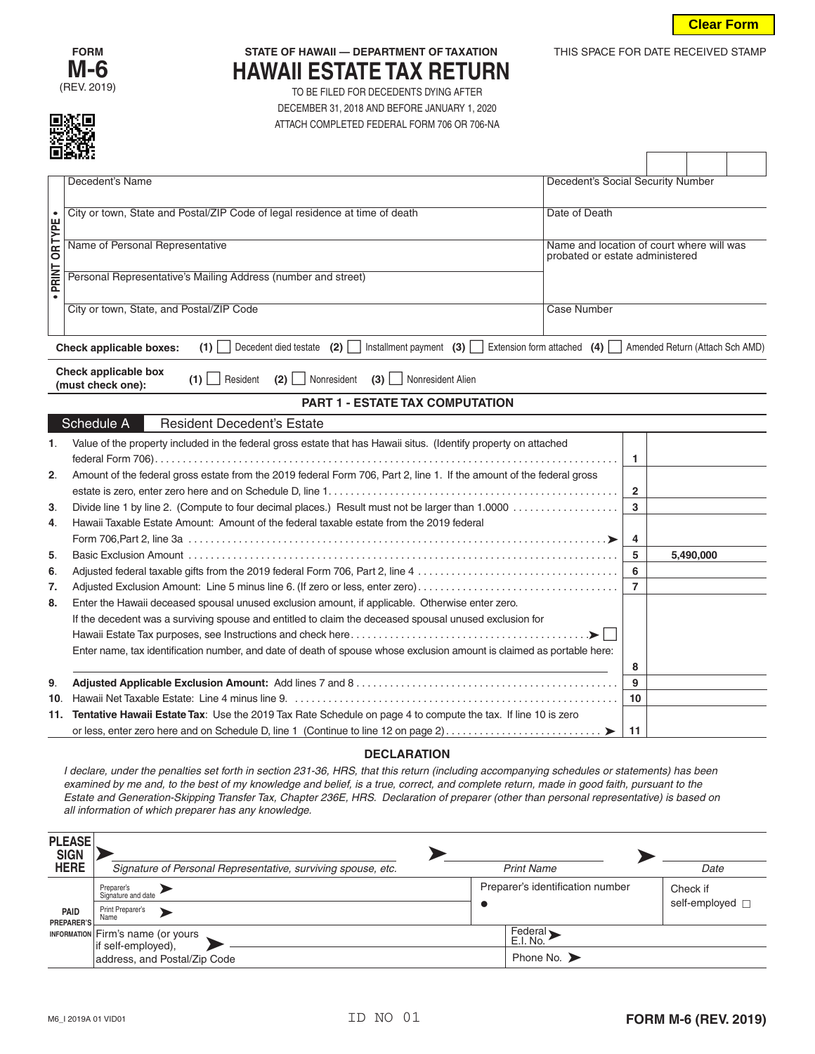Clear Form

FORM
# M-6
(REV. 2019)

STATE OF HAWAII — DEPARTMENT OF TAXATION

# HAWAII ESTATE TAX RETURN

TO BE FILED FOR DECEDENTS DYING AFTER DECEMBER 31, 2018 AND BEFORE JANUARY 1, 2020

ATTACH COMPLETED FEDERAL FORM 706 OR 706-NA

THIS SPACE FOR DATE RECEIVED STAMP

• PRINT OR TYPE •

| | |
|---|---|
| Decedent's Name | Decedent's Social Security Number |
| City or town, State and Postal/ZIP Code of legal residence at time of death | Date of Death |
| Name of Personal Representative | Name and location of court where will was probated or estate administered |
| Personal Representative's Mailing Address (number and street) | |
| City or town, State, and Postal/ZIP Code | Case Number |

**Check applicable boxes:** **(1)** ☐ Decedent died testate **(2)** ☐ Installment payment **(3)** ☐ Extension form attached **(4)** ☐ Amended Return (Attach Sch AMD)

**Check applicable box (must check one):** **(1)** ☐ Resident **(2)** ☐ Nonresident **(3)** ☐ Nonresident Alien

## PART 1 - ESTATE TAX COMPUTATION

### Schedule A Resident Decedent's Estate

| | | | |
|---|---|---|---|
| **1.** | Value of the property included in the federal gross estate that has Hawaii situs. (Identify property on attached federal Form 706) | 1 | |
| **2.** | Amount of the federal gross estate from the 2019 federal Form 706, Part 2, line 1. If the amount of the federal gross estate is zero, enter zero here and on Schedule D, line 1 | 2 | |
| **3.** | Divide line 1 by line 2. (Compute to four decimal places.) Result must not be larger than 1.0000 | 3 | |
| **4.** | Hawaii Taxable Estate Amount: Amount of the federal taxable estate from the 2019 federal Form 706,Part 2, line 3a ➤ | 4 | |
| **5.** | Basic Exclusion Amount | 5 | 5,490,000 |
| **6.** | Adjusted federal taxable gifts from the 2019 federal Form 706, Part 2, line 4 | 6 | |
| **7.** | Adjusted Exclusion Amount: Line 5 minus line 6. (If zero or less, enter zero) | 7 | |
| **8.** | Enter the Hawaii deceased spousal unused exclusion amount, if applicable. Otherwise enter zero. If the decedent was a surviving spouse and entitled to claim the deceased spousal unused exclusion for Hawaii Estate Tax purposes, see Instructions and check here ➤ ☐ Enter name, tax identification number, and date of death of spouse whose exclusion amount is claimed as portable here: | 8 | |
| **9.** | **Adjusted Applicable Exclusion Amount:** Add lines 7 and 8 | 9 | |
| **10.** | Hawaii Net Taxable Estate: Line 4 minus line 9. | 10 | |
| **11.** | **Tentative Hawaii Estate Tax**: Use the 2019 Tax Rate Schedule on page 4 to compute the tax. If line 10 is zero or less, enter zero here and on Schedule D, line 1 (Continue to line 12 on page 2) ➤ | 11 | |

### DECLARATION

*I declare, under the penalties set forth in section 231-36, HRS, that this return (including accompanying schedules or statements) has been examined by me and, to the best of my knowledge and belief, is a true, correct, and complete return, made in good faith, pursuant to the Estate and Generation-Skipping Transfer Tax, Chapter 236E, HRS. Declaration of preparer (other than personal representative) is based on all information of which preparer has any knowledge.*

| | | | |
|---|---|---|---|
| **PLEASE SIGN HERE** | ➤ *Signature of Personal Representative, surviving spouse, etc.* | ➤ *Print Name* | ➤ *Date* |
| **PAID PREPARER'S INFORMATION** | Preparer's Signature and date ➤ | Preparer's identification number ● | Check if self-employed ☐ |
| | Print Preparer's Name ➤ | | |
| | Firm's name (or yours if self-employed), address, and Postal/Zip Code ➤ | Federal E.I. No. ➤ | |
| | | Phone No. ➤ | |

M6_I 2019A 01 VID01 ID NO 01 FORM M-6 (REV. 2019)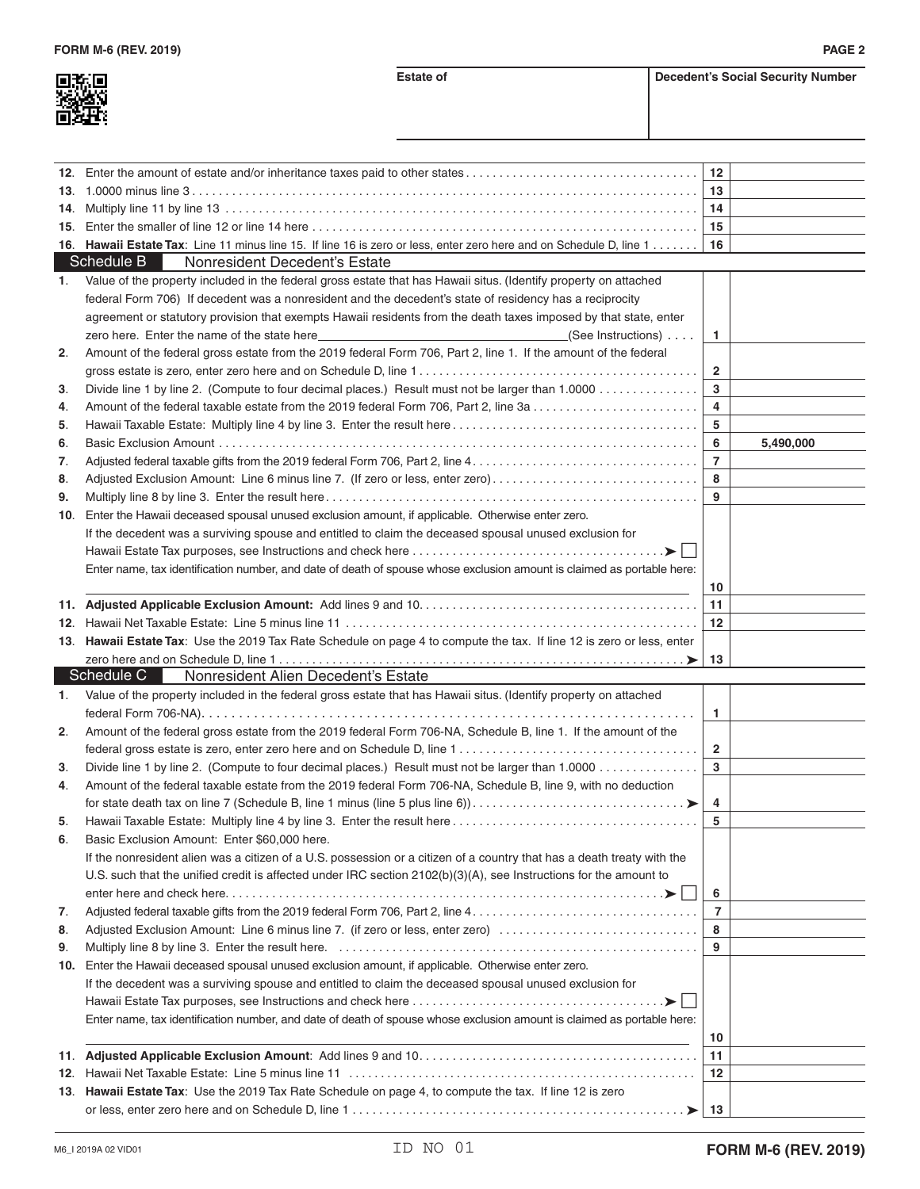| Estate of | Decedent's Social Security Number |
|---|---|
| | |

| Line | Description | Line No. | Amount |
|---|---|---|---|
| 12. | Enter the amount of estate and/or inheritance taxes paid to other states | 12 | |
| 13. | 1.0000 minus line 3 | 13 | |
| 14. | Multiply line 11 by line 13 | 14 | |
| 15. | Enter the smaller of line 12 or line 14 here | 15 | |
| 16. | **Hawaii Estate Tax**: Line 11 minus line 15. If line 16 is zero or less, enter zero here and on Schedule D, line 1 | 16 | |

## Schedule B Nonresident Decedent's Estate

| Line | Description | Line No. | Amount |
|---|---|---|---|
| 1. | Value of the property included in the federal gross estate that has Hawaii situs. (Identify property on attached federal Form 706) If decedent was a nonresident and the decedent's state of residency has a reciprocity agreement or statutory provision that exempts Hawaii residents from the death taxes imposed by that state, enter zero here. Enter the name of the state here\_\_\_\_\_\_\_\_\_\_\_\_(See Instructions) | 1 | |
| 2. | Amount of the federal gross estate from the 2019 federal Form 706, Part 2, line 1. If the amount of the federal gross estate is zero, enter zero here and on Schedule D, line 1 | 2 | |
| 3. | Divide line 1 by line 2. (Compute to four decimal places.) Result must not be larger than 1.0000 | 3 | |
| 4. | Amount of the federal taxable estate from the 2019 federal Form 706, Part 2, line 3a | 4 | |
| 5. | Hawaii Taxable Estate: Multiply line 4 by line 3. Enter the result here | 5 | |
| 6. | Basic Exclusion Amount | 6 | 5,490,000 |
| 7. | Adjusted federal taxable gifts from the 2019 federal Form 706, Part 2, line 4 | 7 | |
| 8. | Adjusted Exclusion Amount: Line 6 minus line 7. (If zero or less, enter zero) | 8 | |
| 9. | Multiply line 8 by line 3. Enter the result here | 9 | |
| 10. | Enter the Hawaii deceased spousal unused exclusion amount, if applicable. Otherwise enter zero. If the decedent was a surviving spouse and entitled to claim the deceased spousal unused exclusion for Hawaii Estate Tax purposes, see Instructions and check here ➤ ☐ Enter name, tax identification number, and date of death of spouse whose exclusion amount is claimed as portable here: \_\_\_\_\_\_\_\_\_\_\_\_ | 10 | |
| 11. | **Adjusted Applicable Exclusion Amount:** Add lines 9 and 10 | 11 | |
| 12. | Hawaii Net Taxable Estate: Line 5 minus line 11 | 12 | |
| 13. | **Hawaii Estate Tax**: Use the 2019 Tax Rate Schedule on page 4 to compute the tax. If line 12 is zero or less, enter zero here and on Schedule D, line 1 ➤ | 13 | |

## Schedule C Nonresident Alien Decedent's Estate

| Line | Description | Line No. | Amount |
|---|---|---|---|
| 1. | Value of the property included in the federal gross estate that has Hawaii situs. (Identify property on attached federal Form 706-NA) | 1 | |
| 2. | Amount of the federal gross estate from the 2019 federal Form 706-NA, Schedule B, line 1. If the amount of the federal gross estate is zero, enter zero here and on Schedule D, line 1 | 2 | |
| 3. | Divide line 1 by line 2. (Compute to four decimal places.) Result must not be larger than 1.0000 | 3 | |
| 4. | Amount of the federal taxable estate from the 2019 federal Form 706-NA, Schedule B, line 9, with no deduction for state death tax on line 7 (Schedule B, line 1 minus (line 5 plus line 6)) ➤ | 4 | |
| 5. | Hawaii Taxable Estate: Multiply line 4 by line 3. Enter the result here | 5 | |
| 6. | Basic Exclusion Amount: Enter $60,000 here. If the nonresident alien was a citizen of a U.S. possession or a citizen of a country that has a death treaty with the U.S. such that the unified credit is affected under IRC section 2102(b)(3)(A), see Instructions for the amount to enter here and check here ➤ ☐ | 6 | |
| 7. | Adjusted federal taxable gifts from the 2019 federal Form 706, Part 2, line 4 | 7 | |
| 8. | Adjusted Exclusion Amount: Line 6 minus line 7. (if zero or less, enter zero) | 8 | |
| 9. | Multiply line 8 by line 3. Enter the result here. | 9 | |
| 10. | Enter the Hawaii deceased spousal unused exclusion amount, if applicable. Otherwise enter zero. If the decedent was a surviving spouse and entitled to claim the deceased spousal unused exclusion for Hawaii Estate Tax purposes, see Instructions and check here ➤ ☐ Enter name, tax identification number, and date of death of spouse whose exclusion amount is claimed as portable here: \_\_\_\_\_\_\_\_\_\_\_\_ | 10 | |
| 11. | **Adjusted Applicable Exclusion Amount**: Add lines 9 and 10 | 11 | |
| 12. | Hawaii Net Taxable Estate: Line 5 minus line 11 | 12 | |
| 13. | **Hawaii Estate Tax**: Use the 2019 Tax Rate Schedule on page 4, to compute the tax. If line 12 is zero or less, enter zero here and on Schedule D, line 1 ➤ | 13 | |

M6_I 2019A 02 VID01 ID NO 01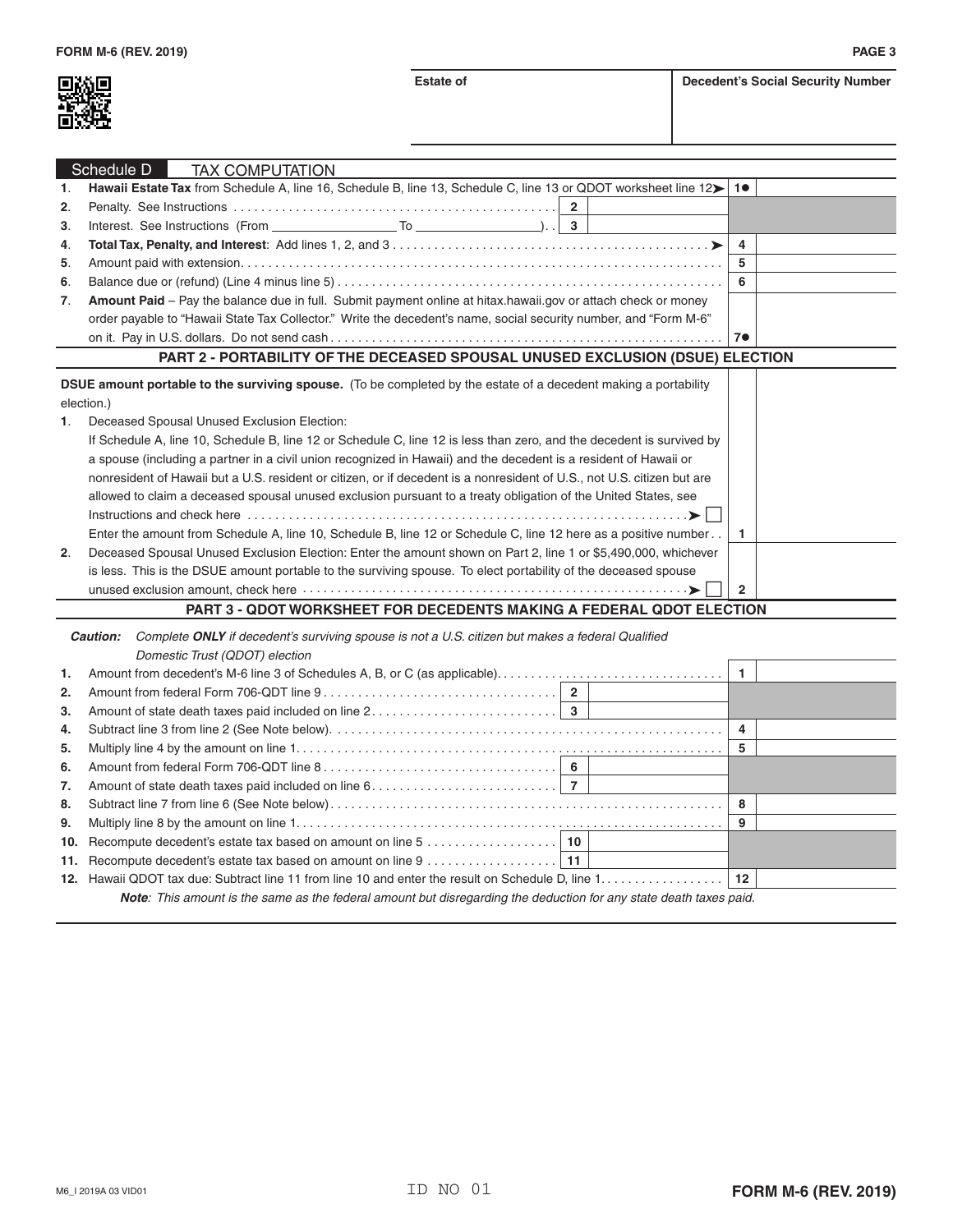| Estate of | Decedent's Social Security Number |
|---|---|
| | |

## Schedule D TAX COMPUTATION

| | | | | |
|---|---|---|---|---|
| **1.** | **Hawaii Estate Tax** from Schedule A, line 16, Schedule B, line 13, Schedule C, line 13 or QDOT worksheet line 12 ➤ | | | 1● |
| **2.** | Penalty. See Instructions | 2 | | |
| **3.** | Interest. See Instructions (From __________ To __________) | 3 | | |
| **4.** | **Total Tax, Penalty, and Interest**: Add lines 1, 2, and 3 ➤ | | | 4 |
| **5.** | Amount paid with extension | | | 5 |
| **6.** | Balance due or (refund) (Line 4 minus line 5) | | | 6 |
| **7.** | **Amount Paid** – Pay the balance due in full. Submit payment online at hitax.hawaii.gov or attach check or money order payable to "Hawaii State Tax Collector." Write the decedent's name, social security number, and "Form M-6" on it. Pay in U.S. dollars. Do not send cash | | | 7● |

## PART 2 - PORTABILITY OF THE DECEASED SPOUSAL UNUSED EXCLUSION (DSUE) ELECTION

**DSUE amount portable to the surviving spouse.** (To be completed by the estate of a decedent making a portability election.)

**1.** Deceased Spousal Unused Exclusion Election:
If Schedule A, line 10, Schedule B, line 12 or Schedule C, line 12 is less than zero, and the decedent is survived by a spouse (including a partner in a civil union recognized in Hawaii) and the decedent is a resident of Hawaii or nonresident of Hawaii but a U.S. resident or citizen, or if decedent is a nonresident of U.S., not U.S. citizen but are allowed to claim a deceased spousal unused exclusion pursuant to a treaty obligation of the United States, see Instructions and check here ➤ ☐
Enter the amount from Schedule A, line 10, Schedule B, line 12 or Schedule C, line 12 here as a positive number . . **1**

**2.** Deceased Spousal Unused Exclusion Election: Enter the amount shown on Part 2, line 1 or $5,490,000, whichever is less. This is the DSUE amount portable to the surviving spouse. To elect portability of the deceased spouse unused exclusion amount, check here ➤ ☐ **2**

## PART 3 - QDOT WORKSHEET FOR DECEDENTS MAKING A FEDERAL QDOT ELECTION

***Caution:*** *Complete **ONLY** if decedent's surviving spouse is not a U.S. citizen but makes a federal Qualified Domestic Trust (QDOT) election*

| | | | | |
|---|---|---|---|---|
| **1.** | Amount from decedent's M-6 line 3 of Schedules A, B, or C (as applicable) | | | 1 |
| **2.** | Amount from federal Form 706-QDT line 9 | 2 | | |
| **3.** | Amount of state death taxes paid included on line 2 | 3 | | |
| **4.** | Subtract line 3 from line 2 (See Note below) | | | 4 |
| **5.** | Multiply line 4 by the amount on line 1 | | | 5 |
| **6.** | Amount from federal Form 706-QDT line 8 | 6 | | |
| **7.** | Amount of state death taxes paid included on line 6 | 7 | | |
| **8.** | Subtract line 7 from line 6 (See Note below) | | | 8 |
| **9.** | Multiply line 8 by the amount on line 1 | | | 9 |
| **10.** | Recompute decedent's estate tax based on amount on line 5 | 10 | | |
| **11.** | Recompute decedent's estate tax based on amount on line 9 | 11 | | |
| **12.** | Hawaii QDOT tax due: Subtract line 11 from line 10 and enter the result on Schedule D, line 1 | | | 12 |

***Note**: This amount is the same as the federal amount but disregarding the deduction for any state death taxes paid.*

M6_I 2019A 03 VID01

ID NO 01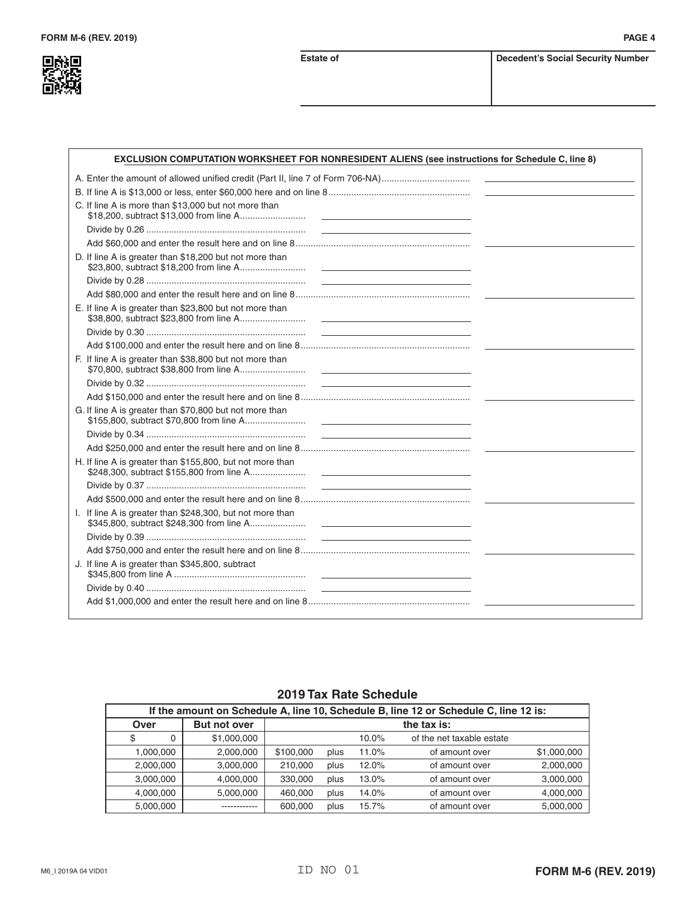| Estate of | Decedent's Social Security Number |
|---|---|
| | |

## EXCLUSION COMPUTATION WORKSHEET FOR NONRESIDENT ALIENS (see instructions for Schedule C, line 8)

A. Enter the amount of allowed unified credit (Part II, line 7 of Form 706-NA) ____________

B. If line A is $13,000 or less, enter $60,000 here and on line 8 ____________

C. If line A is more than $13,000 but not more than $18,200, subtract $13,000 from line A ____________

Divide by 0.26 ____________

Add $60,000 and enter the result here and on line 8 ____________

D. If line A is greater than $18,200 but not more than $23,800, subtract $18,200 from line A ____________

Divide by 0.28 ____________

Add $80,000 and enter the result here and on line 8 ____________

E. If line A is greater than $23,800 but not more than $38,800, subtract $23,800 from line A ____________

Divide by 0.30 ____________

Add $100,000 and enter the result here and on line 8 ____________

F. If line A is greater than $38,800 but not more than $70,800, subtract $38,800 from line A ____________

Divide by 0.32 ____________

Add $150,000 and enter the result here and on line 8 ____________

G. If line A is greater than $70,800 but not more than $155,800, subtract $70,800 from line A ____________

Divide by 0.34 ____________

Add $250,000 and enter the result here and on line 8 ____________

H. If line A is greater than $155,800, but not more than $248,300, subtract $155,800 from line A ____________

Divide by 0.37 ____________

Add $500,000 and enter the result here and on line 8 ____________

I. If line A is greater than $248,300, but not more than $345,800, subtract $248,300 from line A ____________

Divide by 0.39 ____________

Add $750,000 and enter the result here and on line 8 ____________

J. If line A is greater than $345,800, subtract $345,800 from line A ____________

Divide by 0.40 ____________

Add $1,000,000 and enter the result here and on line 8 ____________

## 2019 Tax Rate Schedule

| If the amount on Schedule A, line 10, Schedule B, line 12 or Schedule C, line 12 is: | | the tax is: | | | | |
|---|---|---|---|---|---|---|
| **Over** | **But not over** | | | | | |
| $ 0 | $1,000,000 | | | 10.0% | of the net taxable estate | |
| 1,000,000 | 2,000,000 | $100,000 | plus | 11.0% | of amount over | $1,000,000 |
| 2,000,000 | 3,000,000 | 210,000 | plus | 12.0% | of amount over | 2,000,000 |
| 3,000,000 | 4,000,000 | 330,000 | plus | 13.0% | of amount over | 3,000,000 |
| 4,000,000 | 5,000,000 | 460,000 | plus | 14.0% | of amount over | 4,000,000 |
| 5,000,000 | ------------ | 600,000 | plus | 15.7% | of amount over | 5,000,000 |

M6_I 2019A 04 VID01 ID NO 01